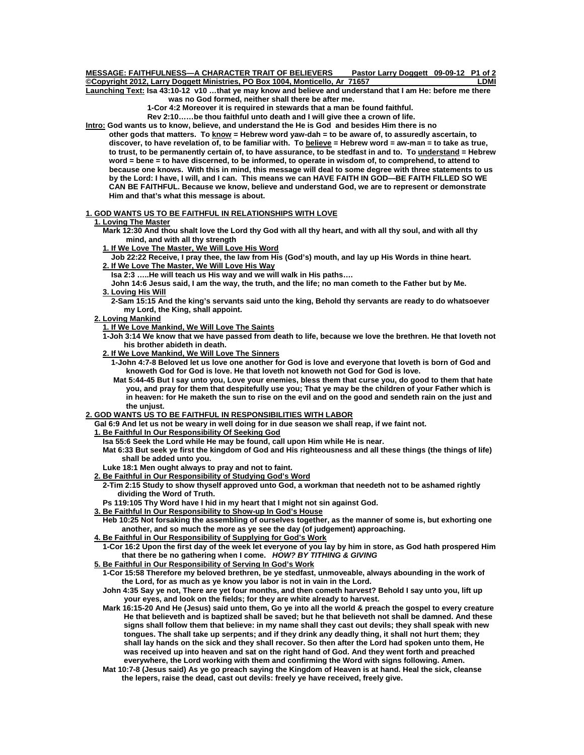**MESSAGE: FAITHFULNESS—A CHARACTER TRAIT OF BELIEVERS    Pastor Larry Doggett 09-09-12**

**©Copyright 2012, Larry Doggett Ministries, PO Box 1004, Monticello, Ar 71657    LDMI**

**Launching Text:** **Isa 43:10-12 v10 …that ye may know and believe and understand that I am He: before me there was no God formed, neither shall there be after me.**

**1-Cor 4:2 Moreover it is required in stewards that a man be found faithful.**

**Rev 2:10……be thou faithful unto death and I will give thee a crown of life.**

**Intro:** **God wants us to know, believe, and understand the He is God and besides Him there is no other gods that matters. To know = Hebrew word yaw-dah = to be aware of, to assuredly ascertain, to discover, to have revelation of, to be familiar with. To believe = Hebrew word = aw-man = to take as true, to trust, to be permanently certain of, to have assurance, to be stedfast in and to. To understand = Hebrew word = bene = to have discerned, to be informed, to operate in wisdom of, to comprehend, to attend to because one knows. With this in mind, this message will deal to some degree with three statements to us by the Lord: I have, I will, and I can. This means we can HAVE FAITH IN GOD—BE FAITH FILLED SO WE CAN BE FAITHFUL. Because we know, believe and understand God, we are to represent or demonstrate Him and that's what this message is about.**

## 1. GOD WANTS US TO BE FAITHFUL IN RELATIONSHIPS WITH LOVE

### 1. Loving The Master

**Mark 12:30 And thou shalt love the Lord thy God with all thy heart, and with all thy soul, and with all thy mind, and with all thy strength**

#### 1. If We Love The Master, We Will Love His Word

**Job 22:22 Receive, I pray thee, the law from His (God's) mouth, and lay up His Words in thine heart.**

#### 2. If We Love The Master, We Will Love His Way

**Isa 2:3 …..He will teach us His way and we will walk in His paths….**

**John 14:6 Jesus said, I am the way, the truth, and the life; no man cometh to the Father but by Me.**

#### 3. Loving His Will

**2-Sam 15:15 And the king's servants said unto the king, Behold thy servants are ready to do whatsoever my Lord, the King, shall appoint.**

### 2. Loving Mankind

#### 1. If We Love Mankind, We Will Love The Saints

**1-Joh 3:14 We know that we have passed from death to life, because we love the brethren. He that loveth not his brother abideth in death.**

#### 2. If We Love Mankind, We Will Love The Sinners

**1-John 4:7-8 Beloved let us love one another for God is love and everyone that loveth is born of God and knoweth God for God is love. He that loveth not knoweth not God for God is love.**

**Mat 5:44-45 But I say unto you, Love your enemies, bless them that curse you, do good to them that hate you, and pray for them that despitefully use you; That ye may be the children of your Father which is in heaven: for He maketh the sun to rise on the evil and on the good and sendeth rain on the just and the unjust.**

## 2. GOD WANTS US TO BE FAITHFUL IN RESPONSIBILITIES WITH LABOR

**Gal 6:9 And let us not be weary in well doing for in due season we shall reap, if we faint not.**

### 1. Be Faithful In Our Responsibility Of Seeking God

**Isa 55:6 Seek the Lord while He may be found, call upon Him while He is near.**

**Mat 6:33 But seek ye first the kingdom of God and His righteousness and all these things (the things of life) shall be added unto you.**

**Luke 18:1 Men ought always to pray and not to faint.**

### 2. Be Faithful in Our Responsibility of Studying God's Word

**2-Tim 2:15 Study to show thyself approved unto God, a workman that needeth not to be ashamed rightly dividing the Word of Truth.**

**Ps 119:105 Thy Word have I hid in my heart that I might not sin against God.**

### 3. Be Faithful In Our Responsibility to Show-up In God's House

**Heb 10:25 Not forsaking the assembling of ourselves together, as the manner of some is, but exhorting one another, and so much the more as ye see the day (of judgement) approaching.**

### 4. Be Faithful in Our Responsibility of Supplying for God's Work

**1-Cor 16:2 Upon the first day of the week let everyone of you lay by him in store, as God hath prospered Him that there be no gathering when I come.** ***HOW? BY TITHING & GIVING***

### 5. Be Faithful in Our Responsibility of Serving In God's Work

**1-Cor 15:58 Therefore my beloved brethren, be ye stedfast, unmoveable, always abounding in the work of the Lord, for as much as ye know you labor is not in vain in the Lord.**

**John 4:35 Say ye not, There are yet four months, and then cometh harvest? Behold I say unto you, lift up your eyes, and look on the fields; for they are white already to harvest.**

**Mark 16:15-20 And He (Jesus) said unto them, Go ye into all the world & preach the gospel to every creature He that believeth and is baptized shall be saved; but he that believeth not shall be damned. And these signs shall follow them that believe: in my name shall they cast out devils; they shall speak with new tongues. The shall take up serpents; and if they drink any deadly thing, it shall not hurt them; they shall lay hands on the sick and they shall recover. So then after the Lord had spoken unto them, He was received up into heaven and sat on the right hand of God. And they went forth and preached everywhere, the Lord working with them and confirming the Word with signs following. Amen.**

**Mat 10:7-8 (Jesus said) As ye go preach saying the Kingdom of Heaven is at hand. Heal the sick, cleanse the lepers, raise the dead, cast out devils: freely ye have received, freely give.**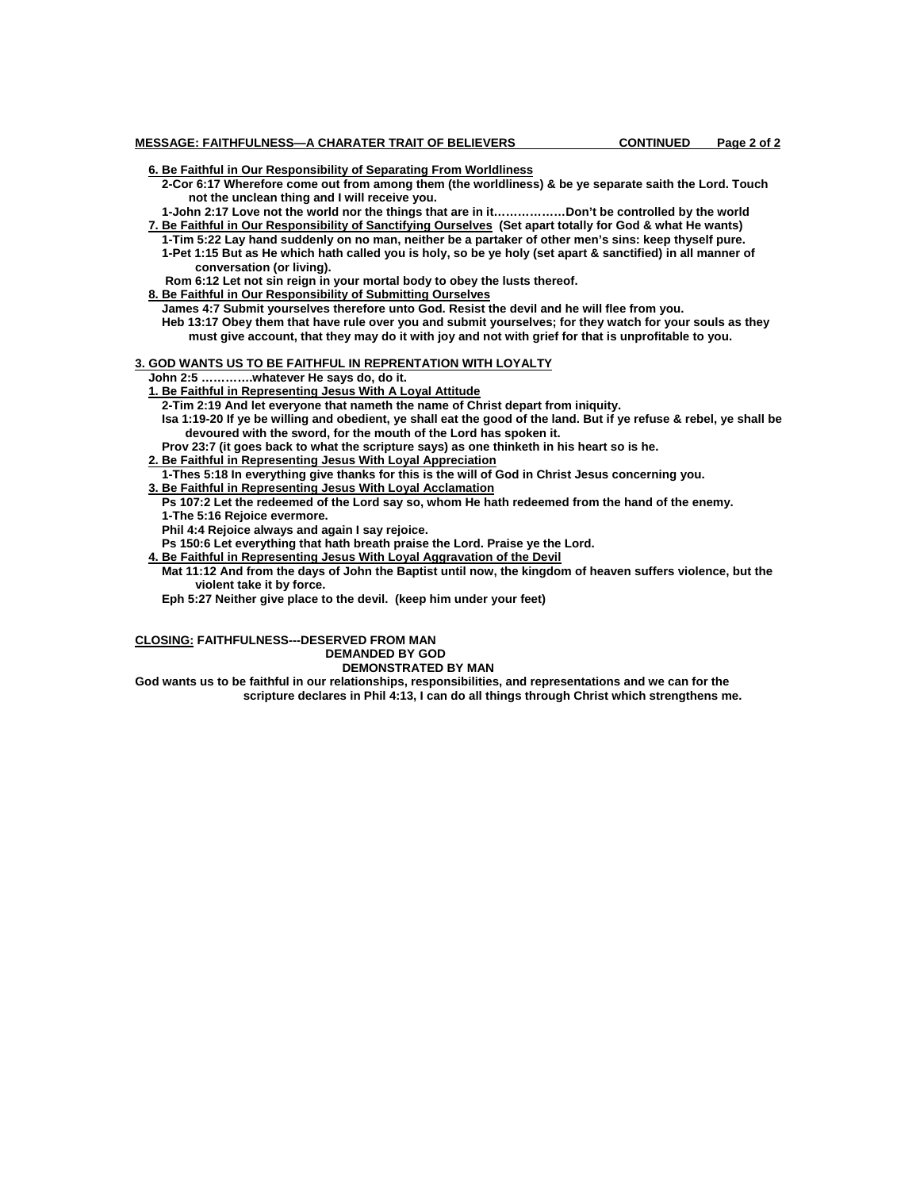**6. Be Faithful in Our Responsibility of Separating From Worldliness**

**2-Cor 6:17 Wherefore come out from among them (the worldliness) & be ye separate saith the Lord. Touch not the unclean thing and I will receive you.**

**1-John 2:17 Love not the world nor the things that are in it………………Don't be controlled by the world**

**7. Be Faithful in Our Responsibility of Sanctifying Ourselves (Set apart totally for God & what He wants)**

**1-Tim 5:22 Lay hand suddenly on no man, neither be a partaker of other men's sins: keep thyself pure.**

**1-Pet 1:15 But as He which hath called you is holy, so be ye holy (set apart & sanctified) in all manner of conversation (or living).**

**Rom 6:12 Let not sin reign in your mortal body to obey the lusts thereof.**

**8. Be Faithful in Our Responsibility of Submitting Ourselves**

**James 4:7 Submit yourselves therefore unto God. Resist the devil and he will flee from you.**

**Heb 13:17 Obey them that have rule over you and submit yourselves; for they watch for your souls as they must give account, that they may do it with joy and not with grief for that is unprofitable to you.**

## 3. GOD WANTS US TO BE FAITHFUL IN REPRENTATION WITH LOYALTY

**John 2:5 …………whatever He says do, do it.**

**1. Be Faithful in Representing Jesus With A Loyal Attitude**

**2-Tim 2:19 And let everyone that nameth the name of Christ depart from iniquity.**

**Isa 1:19-20 If ye be willing and obedient, ye shall eat the good of the land. But if ye refuse & rebel, ye shall be devoured with the sword, for the mouth of the Lord has spoken it.**

**Prov 23:7 (it goes back to what the scripture says) as one thinketh in his heart so is he.**

**2. Be Faithful in Representing Jesus With Loyal Appreciation**

**1-Thes 5:18 In everything give thanks for this is the will of God in Christ Jesus concerning you.**

**3. Be Faithful in Representing Jesus With Loyal Acclamation**

**Ps 107:2 Let the redeemed of the Lord say so, whom He hath redeemed from the hand of the enemy.**

**1-The 5:16 Rejoice evermore.**

**Phil 4:4 Rejoice always and again I say rejoice.**

**Ps 150:6 Let everything that hath breath praise the Lord. Praise ye the Lord.**

**4. Be Faithful in Representing Jesus With Loyal Aggravation of the Devil**

**Mat 11:12 And from the days of John the Baptist until now, the kingdom of heaven suffers violence, but the violent take it by force.**

**Eph 5:27 Neither give place to the devil. (keep him under your feet)**

**CLOSING: FAITHFULNESS---DESERVED FROM MAN**
**DEMANDED BY GOD**
**DEMONSTRATED BY MAN**

**God wants us to be faithful in our relationships, responsibilities, and representations and we can for the scripture declares in Phil 4:13, I can do all things through Christ which strengthens me.**